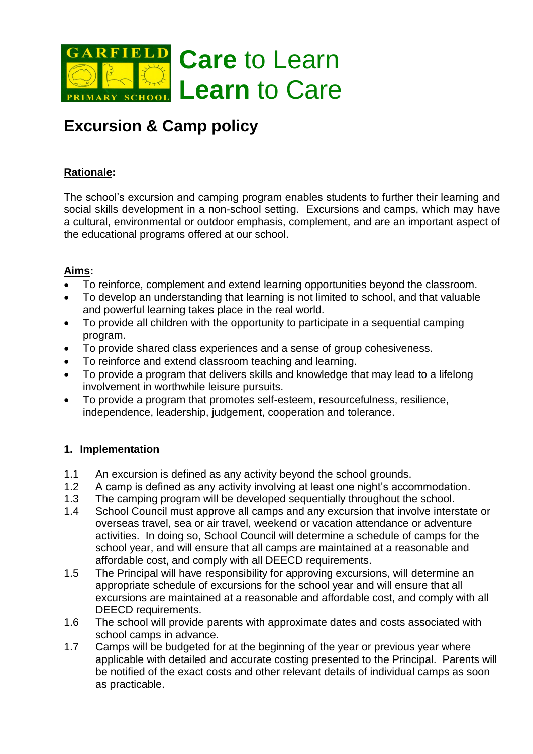GARFIELD PRIMARY SCHOOL

**Care** to Learn
**Learn** to Care

# Excursion & Camp policy

**Rationale:**

The school's excursion and camping program enables students to further their learning and social skills development in a non-school setting. Excursions and camps, which may have a cultural, environmental or outdoor emphasis, complement, and are an important aspect of the educational programs offered at our school.

**Aims:**

- To reinforce, complement and extend learning opportunities beyond the classroom.
- To develop an understanding that learning is not limited to school, and that valuable and powerful learning takes place in the real world.
- To provide all children with the opportunity to participate in a sequential camping program.
- To provide shared class experiences and a sense of group cohesiveness.
- To reinforce and extend classroom teaching and learning.
- To provide a program that delivers skills and knowledge that may lead to a lifelong involvement in worthwhile leisure pursuits.
- To provide a program that promotes self-esteem, resourcefulness, resilience, independence, leadership, judgement, cooperation and tolerance.

## 1. Implementation

1.1 An excursion is defined as any activity beyond the school grounds.

1.2 A camp is defined as any activity involving at least one night's accommodation.

1.3 The camping program will be developed sequentially throughout the school.

1.4 School Council must approve all camps and any excursion that involve interstate or overseas travel, sea or air travel, weekend or vacation attendance or adventure activities. In doing so, School Council will determine a schedule of camps for the school year, and will ensure that all camps are maintained at a reasonable and affordable cost, and comply with all DEECD requirements.

1.5 The Principal will have responsibility for approving excursions, will determine an appropriate schedule of excursions for the school year and will ensure that all excursions are maintained at a reasonable and affordable cost, and comply with all DEECD requirements.

1.6 The school will provide parents with approximate dates and costs associated with school camps in advance.

1.7 Camps will be budgeted for at the beginning of the year or previous year where applicable with detailed and accurate costing presented to the Principal. Parents will be notified of the exact costs and other relevant details of individual camps as soon as practicable.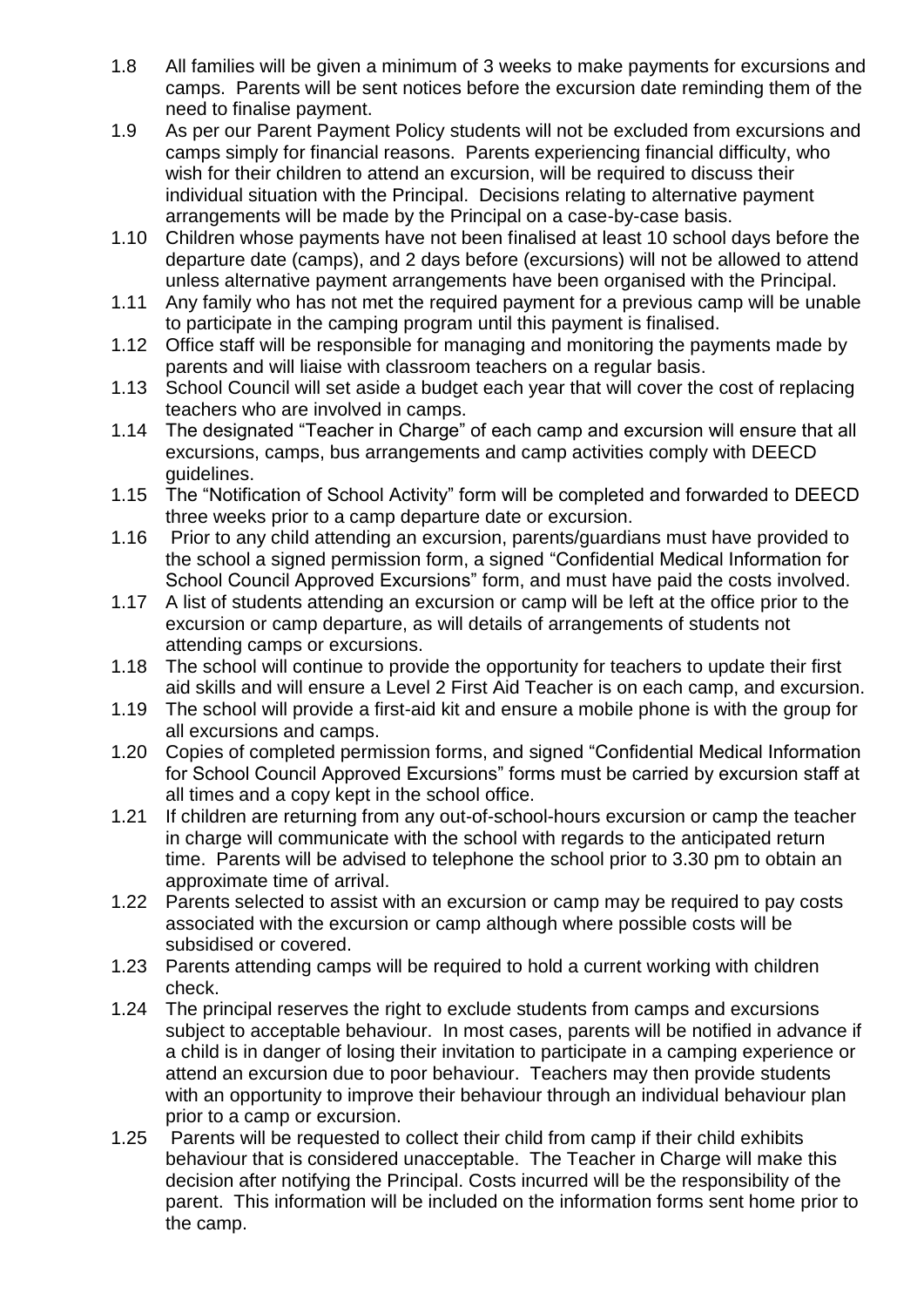1.8 All families will be given a minimum of 3 weeks to make payments for excursions and camps. Parents will be sent notices before the excursion date reminding them of the need to finalise payment.

1.9 As per our Parent Payment Policy students will not be excluded from excursions and camps simply for financial reasons. Parents experiencing financial difficulty, who wish for their children to attend an excursion, will be required to discuss their individual situation with the Principal. Decisions relating to alternative payment arrangements will be made by the Principal on a case-by-case basis.

1.10 Children whose payments have not been finalised at least 10 school days before the departure date (camps), and 2 days before (excursions) will not be allowed to attend unless alternative payment arrangements have been organised with the Principal.

1.11 Any family who has not met the required payment for a previous camp will be unable to participate in the camping program until this payment is finalised.

1.12 Office staff will be responsible for managing and monitoring the payments made by parents and will liaise with classroom teachers on a regular basis.

1.13 School Council will set aside a budget each year that will cover the cost of replacing teachers who are involved in camps.

1.14 The designated "Teacher in Charge" of each camp and excursion will ensure that all excursions, camps, bus arrangements and camp activities comply with DEECD guidelines.

1.15 The "Notification of School Activity" form will be completed and forwarded to DEECD three weeks prior to a camp departure date or excursion.

1.16 Prior to any child attending an excursion, parents/guardians must have provided to the school a signed permission form, a signed "Confidential Medical Information for School Council Approved Excursions" form, and must have paid the costs involved.

1.17 A list of students attending an excursion or camp will be left at the office prior to the excursion or camp departure, as will details of arrangements of students not attending camps or excursions.

1.18 The school will continue to provide the opportunity for teachers to update their first aid skills and will ensure a Level 2 First Aid Teacher is on each camp, and excursion.

1.19 The school will provide a first-aid kit and ensure a mobile phone is with the group for all excursions and camps.

1.20 Copies of completed permission forms, and signed "Confidential Medical Information for School Council Approved Excursions" forms must be carried by excursion staff at all times and a copy kept in the school office.

1.21 If children are returning from any out-of-school-hours excursion or camp the teacher in charge will communicate with the school with regards to the anticipated return time. Parents will be advised to telephone the school prior to 3.30 pm to obtain an approximate time of arrival.

1.22 Parents selected to assist with an excursion or camp may be required to pay costs associated with the excursion or camp although where possible costs will be subsidised or covered.

1.23 Parents attending camps will be required to hold a current working with children check.

1.24 The principal reserves the right to exclude students from camps and excursions subject to acceptable behaviour. In most cases, parents will be notified in advance if a child is in danger of losing their invitation to participate in a camping experience or attend an excursion due to poor behaviour. Teachers may then provide students with an opportunity to improve their behaviour through an individual behaviour plan prior to a camp or excursion.

1.25 Parents will be requested to collect their child from camp if their child exhibits behaviour that is considered unacceptable. The Teacher in Charge will make this decision after notifying the Principal. Costs incurred will be the responsibility of the parent. This information will be included on the information forms sent home prior to the camp.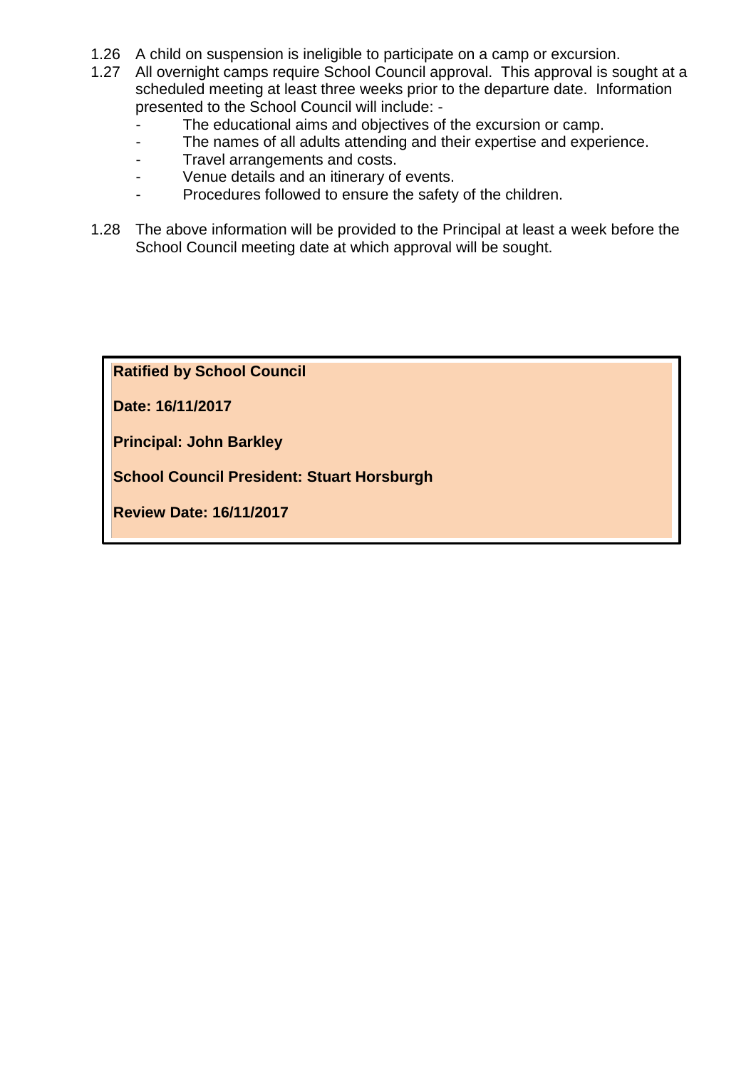1.26 A child on suspension is ineligible to participate on a camp or excursion.

1.27 All overnight camps require School Council approval. This approval is sought at a scheduled meeting at least three weeks prior to the departure date. Information presented to the School Council will include: -

- The educational aims and objectives of the excursion or camp.
- The names of all adults attending and their expertise and experience.
- Travel arrangements and costs.
- Venue details and an itinerary of events.
- Procedures followed to ensure the safety of the children.

1.28 The above information will be provided to the Principal at least a week before the School Council meeting date at which approval will be sought.

**Ratified by School Council**

**Date: 16/11/2017**

**Principal: John Barkley**

**School Council President: Stuart Horsburgh**

**Review Date: 16/11/2017**